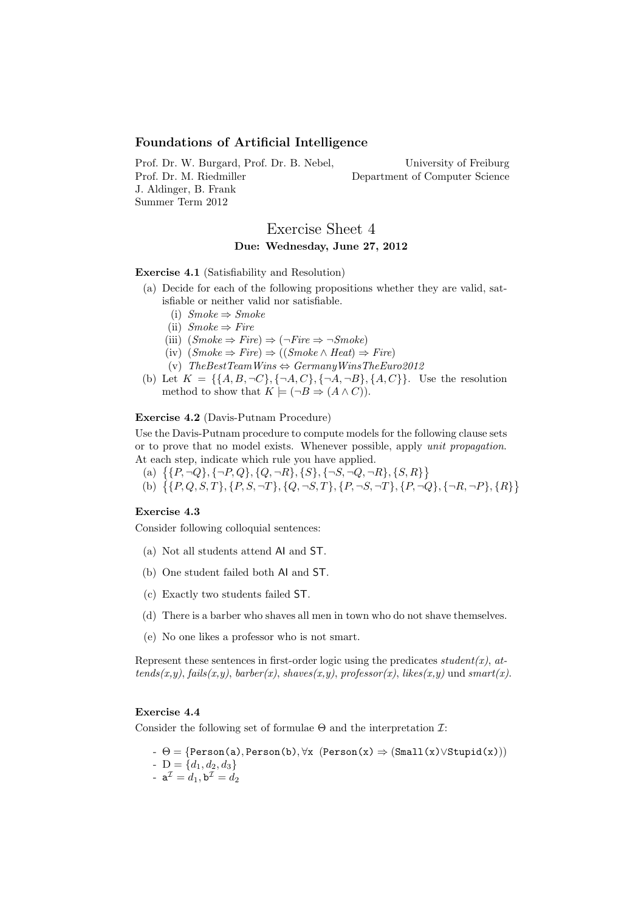## Foundations of Artificial Intelligence

Prof. Dr. W. Burgard, Prof. Dr. B. Nebel, Prof. Dr. M. Riedmiller
J. Aldinger, B. Frank
Summer Term 2012

University of Freiburg
Department of Computer Science

# Exercise Sheet 4

**Due: Wednesday, June 27, 2012**

**Exercise 4.1** (Satisfiability and Resolution)

(a) Decide for each of the following propositions whether they are valid, satisfiable or neither valid nor satisfiable.

 (i) $Smoke \Rightarrow Smoke$

 (ii) $Smoke \Rightarrow Fire$

 (iii) $(Smoke \Rightarrow Fire) \Rightarrow (\neg Fire \Rightarrow \neg Smoke)$

 (iv) $(Smoke \Rightarrow Fire) \Rightarrow ((Smoke \wedge Heat) \Rightarrow Fire)$

 (v) $TheBestTeamWins \Leftrightarrow GermanyWinsTheEuro2012$

(b) Let $K = \{\{A, B, \neg C\}, \{\neg A, C\}, \{\neg A, \neg B\}, \{A, C\}\}$. Use the resolution method to show that $K \models (\neg B \Rightarrow (A \wedge C))$.

**Exercise 4.2** (Davis-Putnam Procedure)

Use the Davis-Putnam procedure to compute models for the following clause sets or to prove that no model exists. Whenever possible, apply *unit propagation*. At each step, indicate which rule you have applied.

(a) $\{\{P, \neg Q\}, \{\neg P, Q\}, \{Q, \neg R\}, \{S\}, \{\neg S, \neg Q, \neg R\}, \{S, R\}\}$

(b) $\{\{P, Q, S, T\}, \{P, S, \neg T\}, \{Q, \neg S, T\}, \{P, \neg S, \neg T\}, \{P, \neg Q\}, \{\neg R, \neg P\}, \{R\}\}$

**Exercise 4.3**

Consider following colloquial sentences:

(a) Not all students attend AI and ST.

(b) One student failed both AI and ST.

(c) Exactly two students failed ST.

(d) There is a barber who shaves all men in town who do not shave themselves.

(e) No one likes a professor who is not smart.

Represent these sentences in first-order logic using the predicates *student(x)*, *attends(x,y)*, *fails(x,y)*, *barber(x)*, *shaves(x,y)*, *professor(x)*, *likes(x,y)* und *smart(x)*.

**Exercise 4.4**

Consider the following set of formulae $\Theta$ and the interpretation $\mathcal{I}$:

- $\Theta = \{\texttt{Person(a)}, \texttt{Person(b)}, \forall \texttt{x} \ (\texttt{Person(x)} \Rightarrow (\texttt{Small(x)} \vee \texttt{Stupid(x)}))$
- $D = \{d_1, d_2, d_3\}$
- $\texttt{a}^{\mathcal{I}} = d_1, \texttt{b}^{\mathcal{I}} = d_2$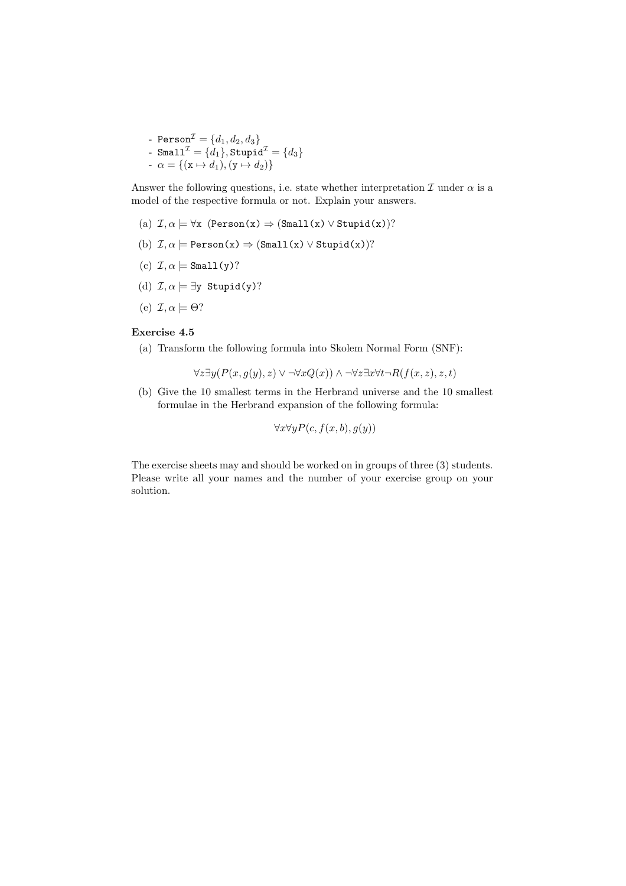- $\texttt{Person}^{\mathcal{I}} = \{d_1, d_2, d_3\}$
- $\texttt{Small}^{\mathcal{I}} = \{d_1\}, \texttt{Stupid}^{\mathcal{I}} = \{d_3\}$
- $\alpha = \{(\texttt{x} \mapsto d_1), (\texttt{y} \mapsto d_2)\}$

Answer the following questions, i.e. state whether interpretation $\mathcal{I}$ under $\alpha$ is a model of the respective formula or not. Explain your answers.

(a) $\mathcal{I}, \alpha \models \forall \texttt{x}\ (\texttt{Person(x)} \Rightarrow (\texttt{Small(x)} \lor \texttt{Stupid(x)}))$?

(b) $\mathcal{I}, \alpha \models \texttt{Person(x)} \Rightarrow (\texttt{Small(x)} \lor \texttt{Stupid(x)})$?

(c) $\mathcal{I}, \alpha \models \texttt{Small(y)}$?

(d) $\mathcal{I}, \alpha \models \exists \texttt{y}\ \texttt{Stupid(y)}$?

(e) $\mathcal{I}, \alpha \models \Theta$?

### Exercise 4.5

(a) Transform the following formula into Skolem Normal Form (SNF):

$$\forall z \exists y (P(x, g(y), z) \lor \neg \forall x Q(x)) \land \neg \forall z \exists x \forall t \neg R(f(x, z), z, t)$$

(b) Give the 10 smallest terms in the Herbrand universe and the 10 smallest formulae in the Herbrand expansion of the following formula:

$$\forall x \forall y P(c, f(x, b), g(y))$$

The exercise sheets may and should be worked on in groups of three (3) students. Please write all your names and the number of your exercise group on your solution.